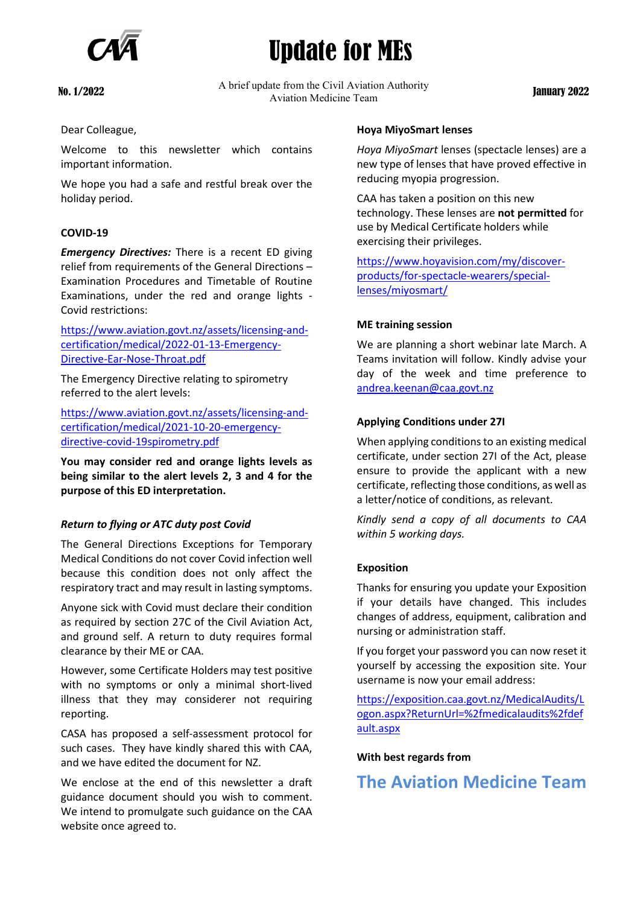# Update for MEs

**No. 1/2022**

A brief update from the Civil Aviation Authority
Aviation Medicine Team

**January 2022**

Dear Colleague,

Welcome to this newsletter which contains important information.

We hope you had a safe and restful break over the holiday period.

## COVID-19

***Emergency Directives:*** There is a recent ED giving relief from requirements of the General Directions – Examination Procedures and Timetable of Routine Examinations, under the red and orange lights - Covid restrictions:

https://www.aviation.govt.nz/assets/licensing-and-certification/medical/2022-01-13-Emergency-Directive-Ear-Nose-Throat.pdf

The Emergency Directive relating to spirometry referred to the alert levels:

https://www.aviation.govt.nz/assets/licensing-and-certification/medical/2021-10-20-emergency-directive-covid-19spirometry.pdf

**You may consider red and orange lights levels as being similar to the alert levels 2, 3 and 4 for the purpose of this ED interpretation.**

### *Return to flying or ATC duty post Covid*

The General Directions Exceptions for Temporary Medical Conditions do not cover Covid infection well because this condition does not only affect the respiratory tract and may result in lasting symptoms.

Anyone sick with Covid must declare their condition as required by section 27C of the Civil Aviation Act, and ground self. A return to duty requires formal clearance by their ME or CAA.

However, some Certificate Holders may test positive with no symptoms or only a minimal short-lived illness that they may considerer not requiring reporting.

CASA has proposed a self-assessment protocol for such cases. They have kindly shared this with CAA, and we have edited the document for NZ.

We enclose at the end of this newsletter a draft guidance document should you wish to comment. We intend to promulgate such guidance on the CAA website once agreed to.

## Hoya MiyoSmart lenses

*Hoya MiyoSmart* lenses (spectacle lenses) are a new type of lenses that have proved effective in reducing myopia progression.

CAA has taken a position on this new technology. These lenses are **not permitted** for use by Medical Certificate holders while exercising their privileges.

https://www.hoyavision.com/my/discover-products/for-spectacle-wearers/special-lenses/miyosmart/

## ME training session

We are planning a short webinar late March. A Teams invitation will follow. Kindly advise your day of the week and time preference to andrea.keenan@caa.govt.nz

## Applying Conditions under 27I

When applying conditions to an existing medical certificate, under section 27I of the Act, please ensure to provide the applicant with a new certificate, reflecting those conditions, as well as a letter/notice of conditions, as relevant.

*Kindly send a copy of all documents to CAA within 5 working days.*

## Exposition

Thanks for ensuring you update your Exposition if your details have changed. This includes changes of address, equipment, calibration and nursing or administration staff.

If you forget your password you can now reset it yourself by accessing the exposition site. Your username is now your email address:

https://exposition.caa.govt.nz/MedicalAudits/Logon.aspx?ReturnUrl=%2fmedicalaudits%2fdefault.aspx

**With best regards from**

## The Aviation Medicine Team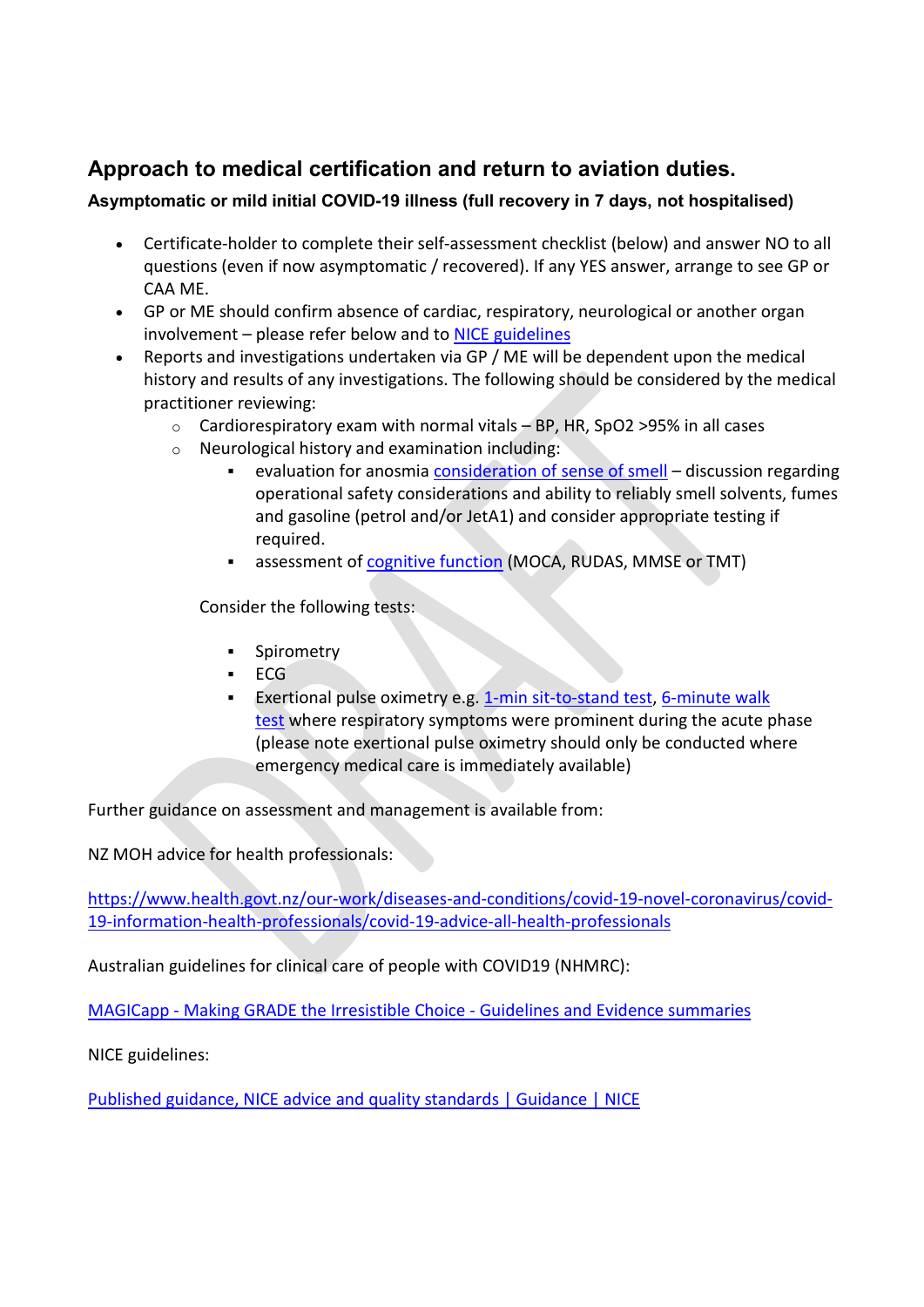## Approach to medical certification and return to aviation duties.

### Asymptomatic or mild initial COVID-19 illness (full recovery in 7 days, not hospitalised)

- Certificate-holder to complete their self-assessment checklist (below) and answer NO to all questions (even if now asymptomatic / recovered). If any YES answer, arrange to see GP or CAA ME.
- GP or ME should confirm absence of cardiac, respiratory, neurological or another organ involvement – please refer below and to [NICE guidelines]()
- Reports and investigations undertaken via GP / ME will be dependent upon the medical history and results of any investigations. The following should be considered by the medical practitioner reviewing:
  - Cardiorespiratory exam with normal vitals – BP, HR, SpO2 >95% in all cases
  - Neurological history and examination including:
    - evaluation for anosmia [consideration of sense of smell]() – discussion regarding operational safety considerations and ability to reliably smell solvents, fumes and gasoline (petrol and/or JetA1) and consider appropriate testing if required.
    - assessment of [cognitive function]() (MOCA, RUDAS, MMSE or TMT)

  Consider the following tests:

    - Spirometry
    - ECG
    - Exertional pulse oximetry e.g. [1-min sit-to-stand test](), [6-minute walk test]() where respiratory symptoms were prominent during the acute phase (please note exertional pulse oximetry should only be conducted where emergency medical care is immediately available)

Further guidance on assessment and management is available from:

NZ MOH advice for health professionals:

[https://www.health.govt.nz/our-work/diseases-and-conditions/covid-19-novel-coronavirus/covid-19-information-health-professionals/covid-19-advice-all-health-professionals](https://www.health.govt.nz/our-work/diseases-and-conditions/covid-19-novel-coronavirus/covid-19-information-health-professionals/covid-19-advice-all-health-professionals)

Australian guidelines for clinical care of people with COVID19 (NHMRC):

[MAGICapp - Making GRADE the Irresistible Choice - Guidelines and Evidence summaries]()

NICE guidelines:

[Published guidance, NICE advice and quality standards | Guidance | NICE]()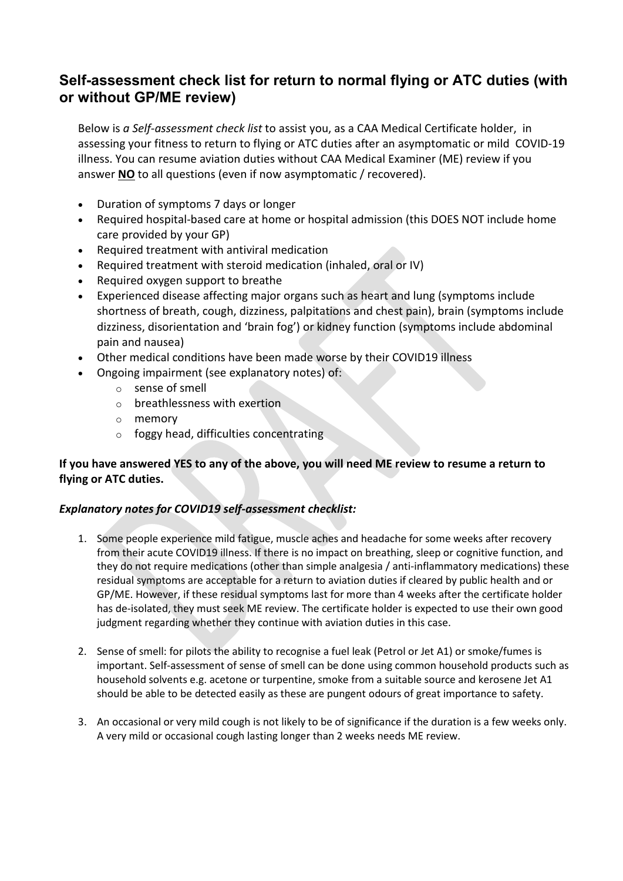## Self-assessment check list for return to normal flying or ATC duties (with or without GP/ME review)

Below is *a Self-assessment check list* to assist you, as a CAA Medical Certificate holder, in assessing your fitness to return to flying or ATC duties after an asymptomatic or mild COVID-19 illness. You can resume aviation duties without CAA Medical Examiner (ME) review if you answer **NO** to all questions (even if now asymptomatic / recovered).

- Duration of symptoms 7 days or longer
- Required hospital-based care at home or hospital admission (this DOES NOT include home care provided by your GP)
- Required treatment with antiviral medication
- Required treatment with steroid medication (inhaled, oral or IV)
- Required oxygen support to breathe
- Experienced disease affecting major organs such as heart and lung (symptoms include shortness of breath, cough, dizziness, palpitations and chest pain), brain (symptoms include dizziness, disorientation and 'brain fog') or kidney function (symptoms include abdominal pain and nausea)
- Other medical conditions have been made worse by their COVID19 illness
- Ongoing impairment (see explanatory notes) of:
    - sense of smell
    - breathlessness with exertion
    - memory
    - foggy head, difficulties concentrating

**If you have answered YES to any of the above, you will need ME review to resume a return to flying or ATC duties.**

***Explanatory notes for COVID19 self-assessment checklist:***

1. Some people experience mild fatigue, muscle aches and headache for some weeks after recovery from their acute COVID19 illness. If there is no impact on breathing, sleep or cognitive function, and they do not require medications (other than simple analgesia / anti-inflammatory medications) these residual symptoms are acceptable for a return to aviation duties if cleared by public health and or GP/ME. However, if these residual symptoms last for more than 4 weeks after the certificate holder has de-isolated, they must seek ME review. The certificate holder is expected to use their own good judgment regarding whether they continue with aviation duties in this case.

2. Sense of smell: for pilots the ability to recognise a fuel leak (Petrol or Jet A1) or smoke/fumes is important. Self-assessment of sense of smell can be done using common household products such as household solvents e.g. acetone or turpentine, smoke from a suitable source and kerosene Jet A1 should be able to be detected easily as these are pungent odours of great importance to safety.

3. An occasional or very mild cough is not likely to be of significance if the duration is a few weeks only. A very mild or occasional cough lasting longer than 2 weeks needs ME review.